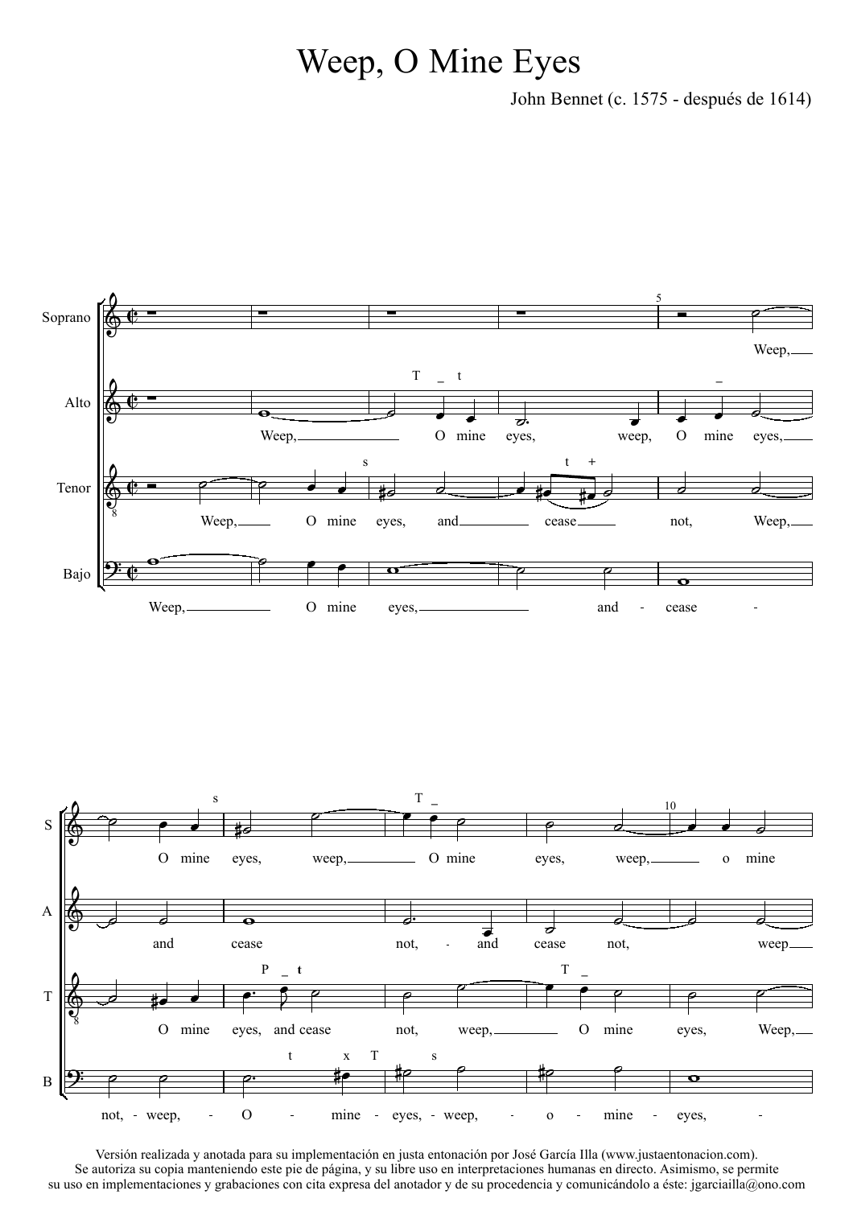# Weep, O Mine Eyes

John Bennet (c. 1575 - después de 1614)

Versión realizada y anotada para su implementación en justa entonación por José García Illa (www.justaentonacion.com).
Se autoriza su copia manteniendo este pie de página, y su libre uso en interpretaciones humanas en directo. Asimismo, se permite su uso en implementaciones y grabaciones con cita expresa del anotador y de su procedencia y comunicándolo a éste: jgarciailla@ono.com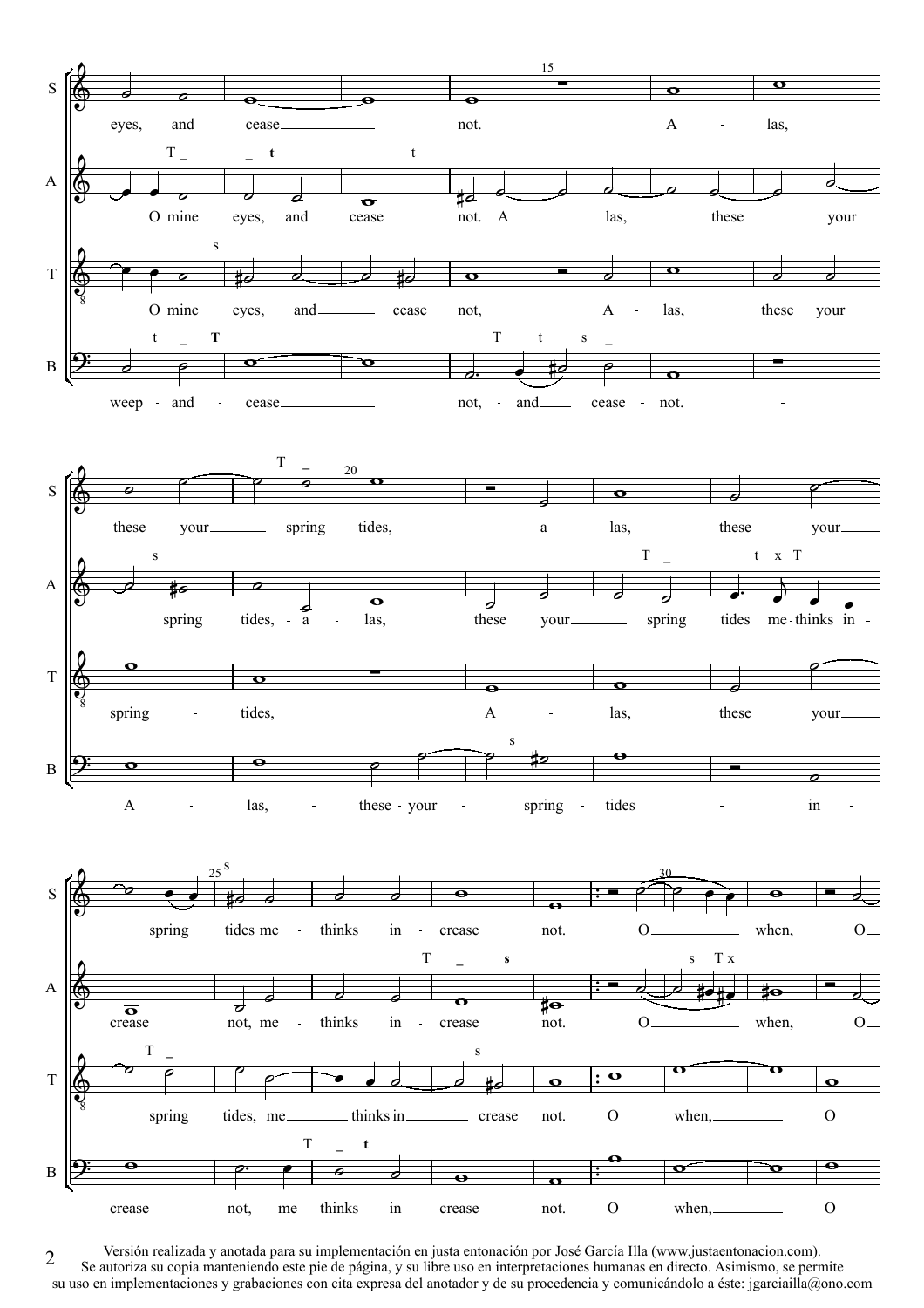S: eyes, and cease not. A - las,

A: O mine eyes, and cease not. A las, these your

T: O mine eyes, and cease not, A - las, these your

B: weep - and - cease not, - and cease - not. -

S: these your spring tides, a - las, these your

A: spring tides, - a - las, these your spring tides me - thinks in -

T: spring - tides, A - las, these your

B: A - las, - these - your - spring - tides - in -

S: spring tides me - thinks in - crease not. O when, O

A: crease not, me - thinks in - crease not. O when, O

T: spring tides, me thinks in crease not. O when, O

B: crease - not, - me - thinks - in - crease - not. - O - when, O -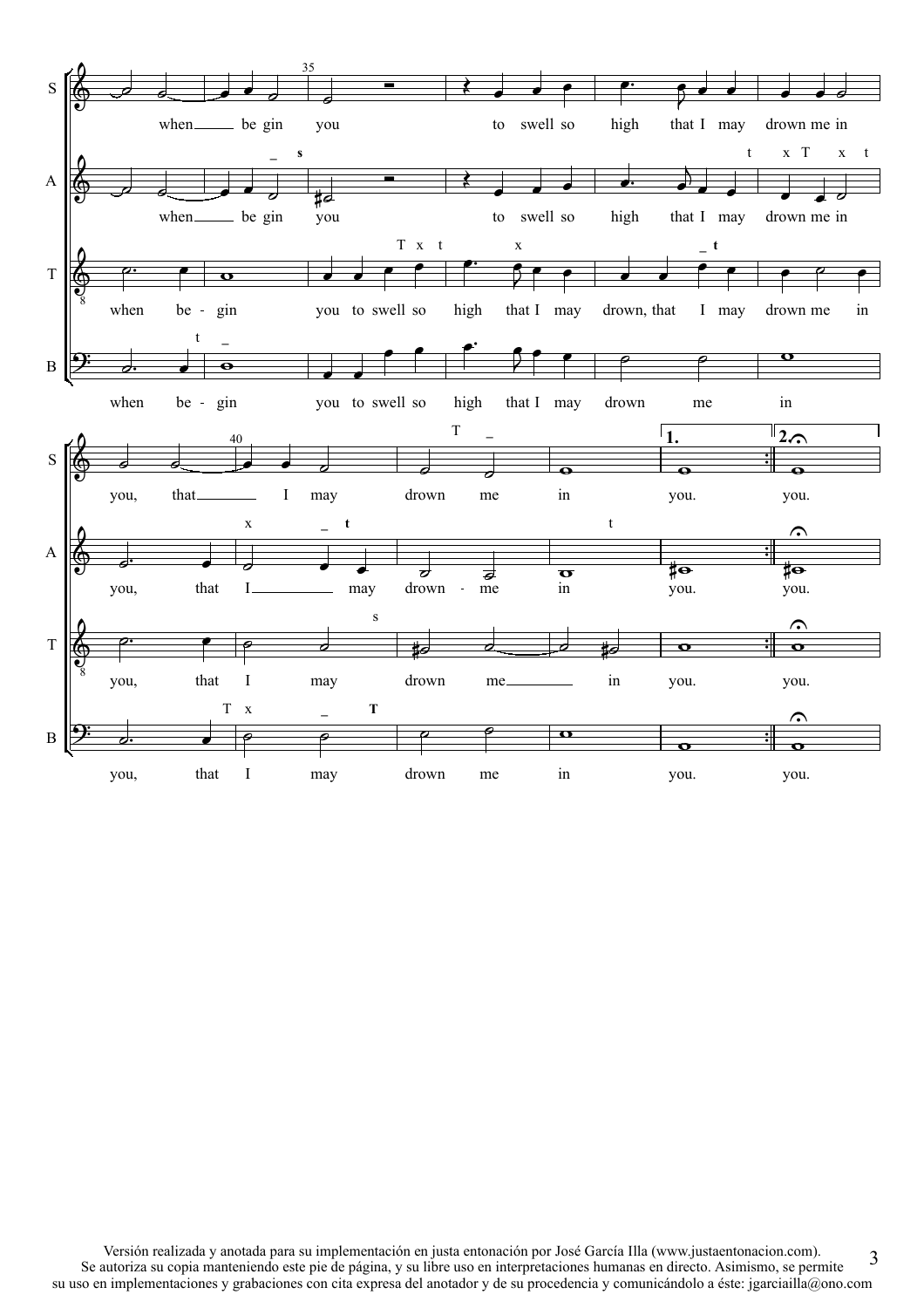S: when be gin you to swell so high that I may drown me in you, that I may drown me in you. you.

A: when be gin you to swell so high that I may drown me in you, that I may drown - me in you. you.

T: when be - gin you to swell so high that I may drown, that I may drown me in you, that I may drown me in you. you.

B: when be - gin you to swell so high that I may drown me in you, that I may drown me in you. you.